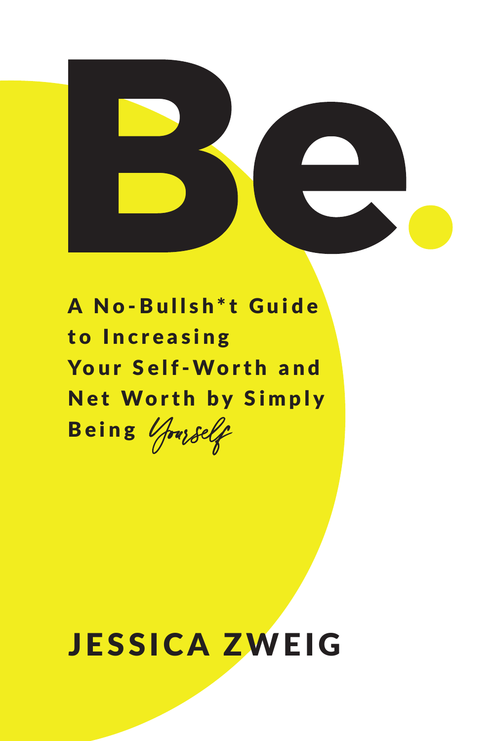# Be.

## A No-Bullsh*t Guide to Increasing Your Self-Worth and Net Worth by Simply Being *Yourself*

JESSICA ZWEIG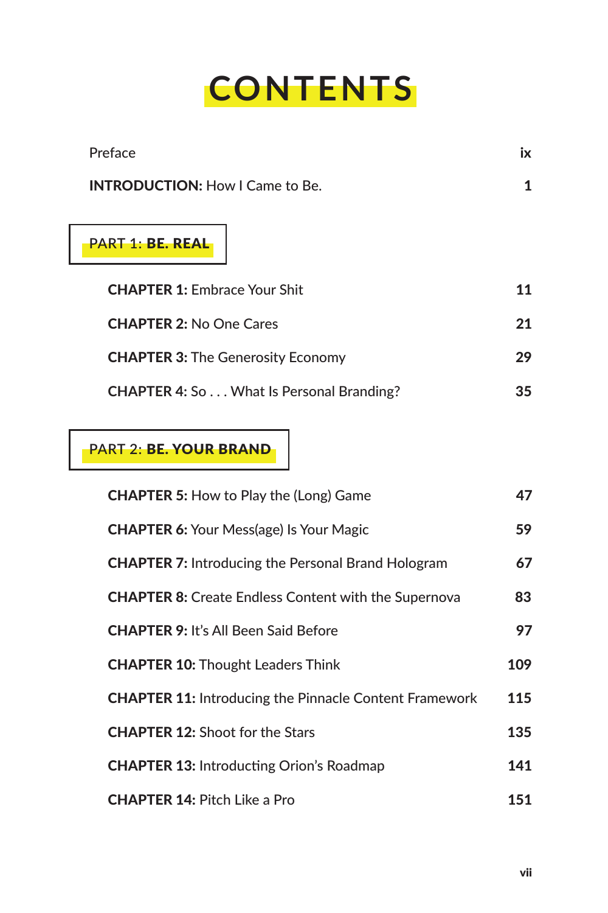# CONTENTS

Preface ix

**INTRODUCTION:** How I Came to Be. 1

## PART 1: **BE. REAL**

**CHAPTER 1:** Embrace Your Shit 11

**CHAPTER 2:** No One Cares 21

**CHAPTER 3:** The Generosity Economy 29

**CHAPTER 4:** So . . . What Is Personal Branding? 35

## PART 2: **BE. YOUR BRAND**

**CHAPTER 5:** How to Play the (Long) Game 47

**CHAPTER 6:** Your Mess(age) Is Your Magic 59

**CHAPTER 7:** Introducing the Personal Brand Hologram 67

**CHAPTER 8:** Create Endless Content with the Supernova 83

**CHAPTER 9:** It's All Been Said Before 97

**CHAPTER 10:** Thought Leaders Think 109

**CHAPTER 11:** Introducing the Pinnacle Content Framework 115

**CHAPTER 12:** Shoot for the Stars 135

**CHAPTER 13:** Introducting Orion's Roadmap 141

**CHAPTER 14:** Pitch Like a Pro 151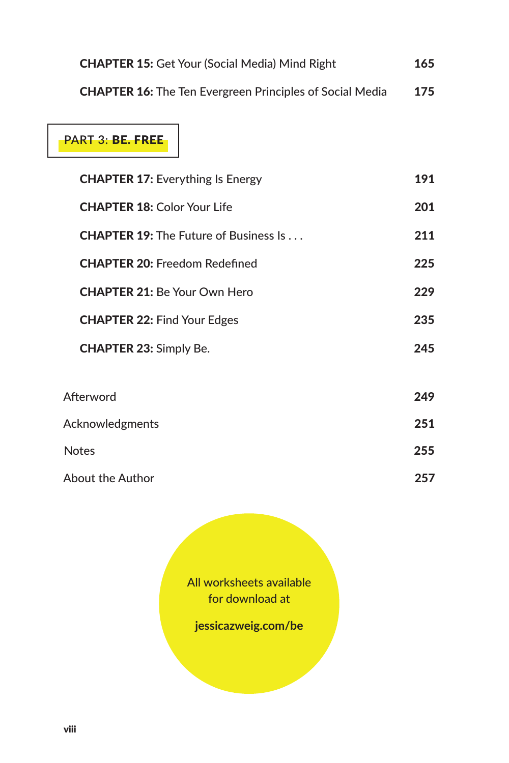**CHAPTER 15:** Get Your (Social Media) Mind Right 165

**CHAPTER 16:** The Ten Evergreen Principles of Social Media 175

## PART 3: **BE. FREE**

**CHAPTER 17:** Everything Is Energy 191

**CHAPTER 18:** Color Your Life 201

**CHAPTER 19:** The Future of Business Is . . . 211

**CHAPTER 20:** Freedom Redefined 225

**CHAPTER 21:** Be Your Own Hero 229

**CHAPTER 22:** Find Your Edges 235

**CHAPTER 23:** Simply Be. 245

Afterword 249

Acknowledgments 251

Notes 255

About the Author 257

All worksheets available for download at

**jessicazweig.com/be**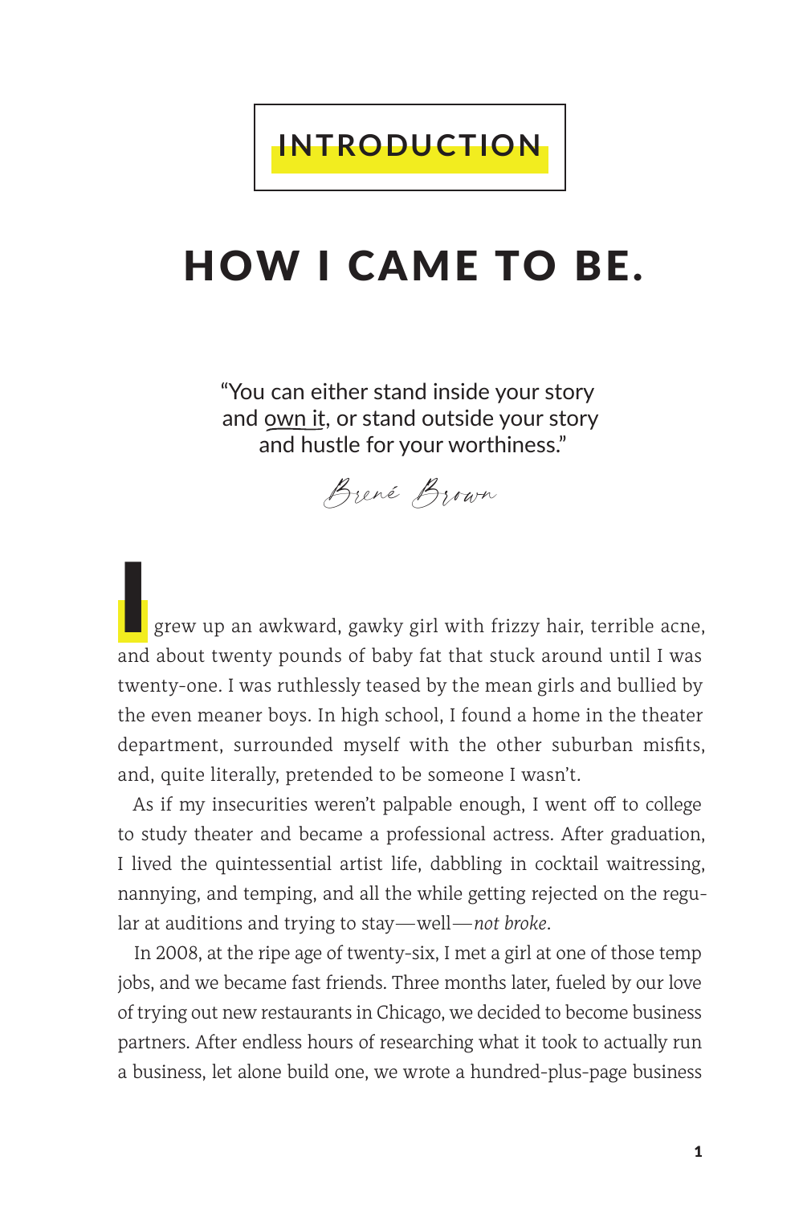# INTRODUCTION

# HOW I CAME TO BE.

"You can either stand inside your story and own it, or stand outside your story and hustle for your worthiness."

Brené Brown

I grew up an awkward, gawky girl with frizzy hair, terrible acne, and about twenty pounds of baby fat that stuck around until I was twenty-one. I was ruthlessly teased by the mean girls and bullied by the even meaner boys. In high school, I found a home in the theater department, surrounded myself with the other suburban misfits, and, quite literally, pretended to be someone I wasn't.

As if my insecurities weren't palpable enough, I went off to college to study theater and became a professional actress. After graduation, I lived the quintessential artist life, dabbling in cocktail waitressing, nannying, and temping, and all the while getting rejected on the regular at auditions and trying to stay—well—*not broke*.

In 2008, at the ripe age of twenty-six, I met a girl at one of those temp jobs, and we became fast friends. Three months later, fueled by our love of trying out new restaurants in Chicago, we decided to become business partners. After endless hours of researching what it took to actually run a business, let alone build one, we wrote a hundred-plus-page business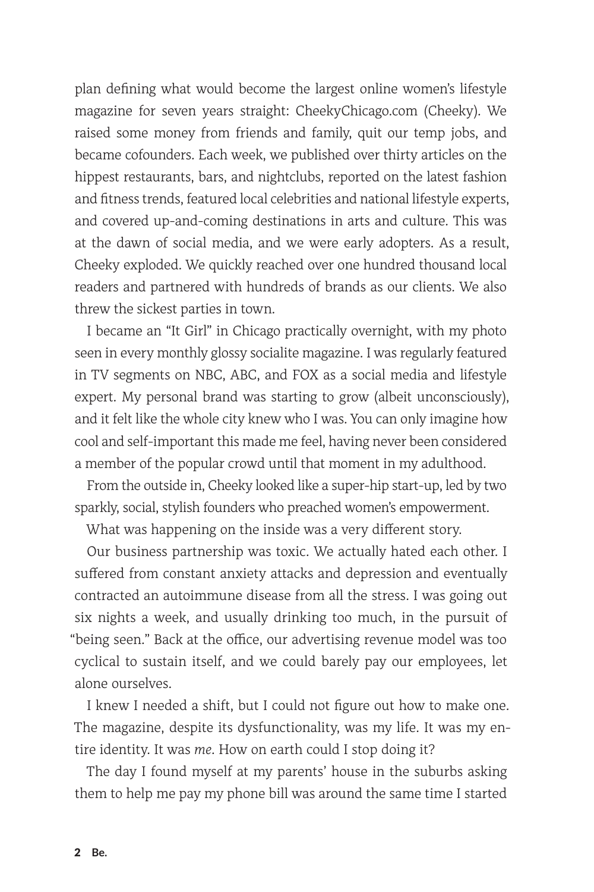plan defining what would become the largest online women's lifestyle magazine for seven years straight: CheekyChicago.com (Cheeky). We raised some money from friends and family, quit our temp jobs, and became cofounders. Each week, we published over thirty articles on the hippest restaurants, bars, and nightclubs, reported on the latest fashion and fitness trends, featured local celebrities and national lifestyle experts, and covered up-and-coming destinations in arts and culture. This was at the dawn of social media, and we were early adopters. As a result, Cheeky exploded. We quickly reached over one hundred thousand local readers and partnered with hundreds of brands as our clients. We also threw the sickest parties in town.

I became an "It Girl" in Chicago practically overnight, with my photo seen in every monthly glossy socialite magazine. I was regularly featured in TV segments on NBC, ABC, and FOX as a social media and lifestyle expert. My personal brand was starting to grow (albeit unconsciously), and it felt like the whole city knew who I was. You can only imagine how cool and self-important this made me feel, having never been considered a member of the popular crowd until that moment in my adulthood.

From the outside in, Cheeky looked like a super-hip start-up, led by two sparkly, social, stylish founders who preached women's empowerment.

What was happening on the inside was a very different story.

Our business partnership was toxic. We actually hated each other. I suffered from constant anxiety attacks and depression and eventually contracted an autoimmune disease from all the stress. I was going out six nights a week, and usually drinking too much, in the pursuit of "being seen." Back at the office, our advertising revenue model was too cyclical to sustain itself, and we could barely pay our employees, let alone ourselves.

I knew I needed a shift, but I could not figure out how to make one. The magazine, despite its dysfunctionality, was my life. It was my entire identity. It was *me*. How on earth could I stop doing it?

The day I found myself at my parents' house in the suburbs asking them to help me pay my phone bill was around the same time I started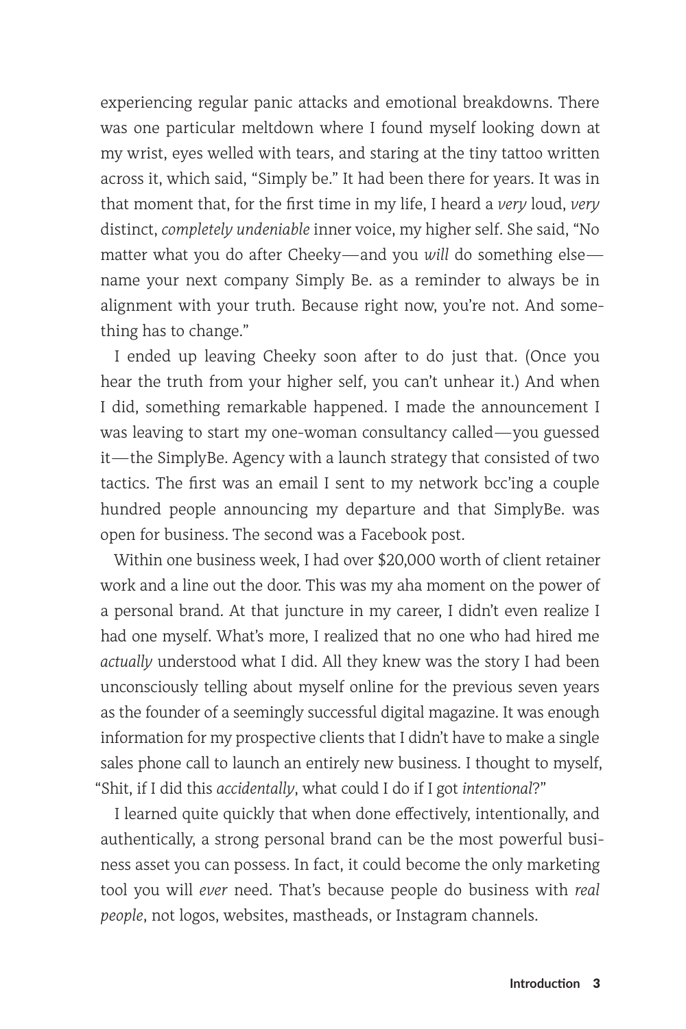experiencing regular panic attacks and emotional breakdowns. There was one particular meltdown where I found myself looking down at my wrist, eyes welled with tears, and staring at the tiny tattoo written across it, which said, "Simply be." It had been there for years. It was in that moment that, for the first time in my life, I heard a *very* loud, *very* distinct, *completely undeniable* inner voice, my higher self. She said, "No matter what you do after Cheeky—and you *will* do something else—name your next company Simply Be. as a reminder to always be in alignment with your truth. Because right now, you're not. And something has to change."

I ended up leaving Cheeky soon after to do just that. (Once you hear the truth from your higher self, you can't unhear it.) And when I did, something remarkable happened. I made the announcement I was leaving to start my one-woman consultancy called—you guessed it—the SimplyBe. Agency with a launch strategy that consisted of two tactics. The first was an email I sent to my network bcc'ing a couple hundred people announcing my departure and that SimplyBe. was open for business. The second was a Facebook post.

Within one business week, I had over $20,000 worth of client retainer work and a line out the door. This was my aha moment on the power of a personal brand. At that juncture in my career, I didn't even realize I had one myself. What's more, I realized that no one who had hired me *actually* understood what I did. All they knew was the story I had been unconsciously telling about myself online for the previous seven years as the founder of a seemingly successful digital magazine. It was enough information for my prospective clients that I didn't have to make a single sales phone call to launch an entirely new business. I thought to myself, "Shit, if I did this *accidentally*, what could I do if I got *intentional*?"

I learned quite quickly that when done effectively, intentionally, and authentically, a strong personal brand can be the most powerful business asset you can possess. In fact, it could become the only marketing tool you will *ever* need. That's because people do business with *real people*, not logos, websites, mastheads, or Instagram channels.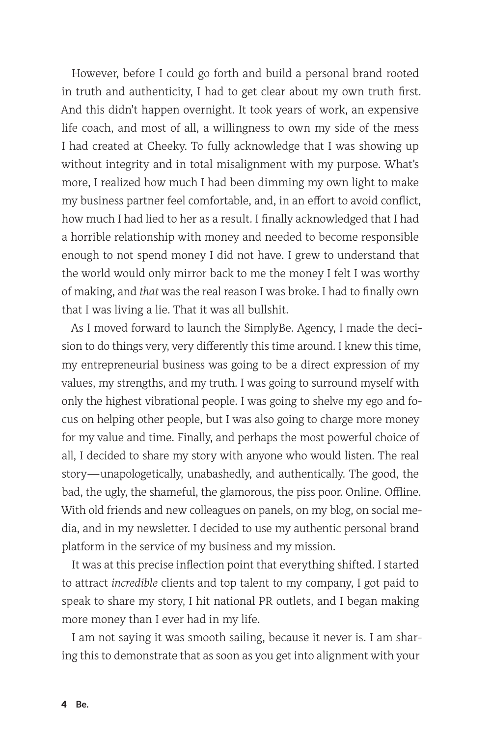However, before I could go forth and build a personal brand rooted in truth and authenticity, I had to get clear about my own truth first. And this didn't happen overnight. It took years of work, an expensive life coach, and most of all, a willingness to own my side of the mess I had created at Cheeky. To fully acknowledge that I was showing up without integrity and in total misalignment with my purpose. What's more, I realized how much I had been dimming my own light to make my business partner feel comfortable, and, in an effort to avoid conflict, how much I had lied to her as a result. I finally acknowledged that I had a horrible relationship with money and needed to become responsible enough to not spend money I did not have. I grew to understand that the world would only mirror back to me the money I felt I was worthy of making, and *that* was the real reason I was broke. I had to finally own that I was living a lie. That it was all bullshit.

As I moved forward to launch the SimplyBe. Agency, I made the decision to do things very, very differently this time around. I knew this time, my entrepreneurial business was going to be a direct expression of my values, my strengths, and my truth. I was going to surround myself with only the highest vibrational people. I was going to shelve my ego and focus on helping other people, but I was also going to charge more money for my value and time. Finally, and perhaps the most powerful choice of all, I decided to share my story with anyone who would listen. The real story—unapologetically, unabashedly, and authentically. The good, the bad, the ugly, the shameful, the glamorous, the piss poor. Online. Offline. With old friends and new colleagues on panels, on my blog, on social media, and in my newsletter. I decided to use my authentic personal brand platform in the service of my business and my mission.

It was at this precise inflection point that everything shifted. I started to attract *incredible* clients and top talent to my company, I got paid to speak to share my story, I hit national PR outlets, and I began making more money than I ever had in my life.

I am not saying it was smooth sailing, because it never is. I am sharing this to demonstrate that as soon as you get into alignment with your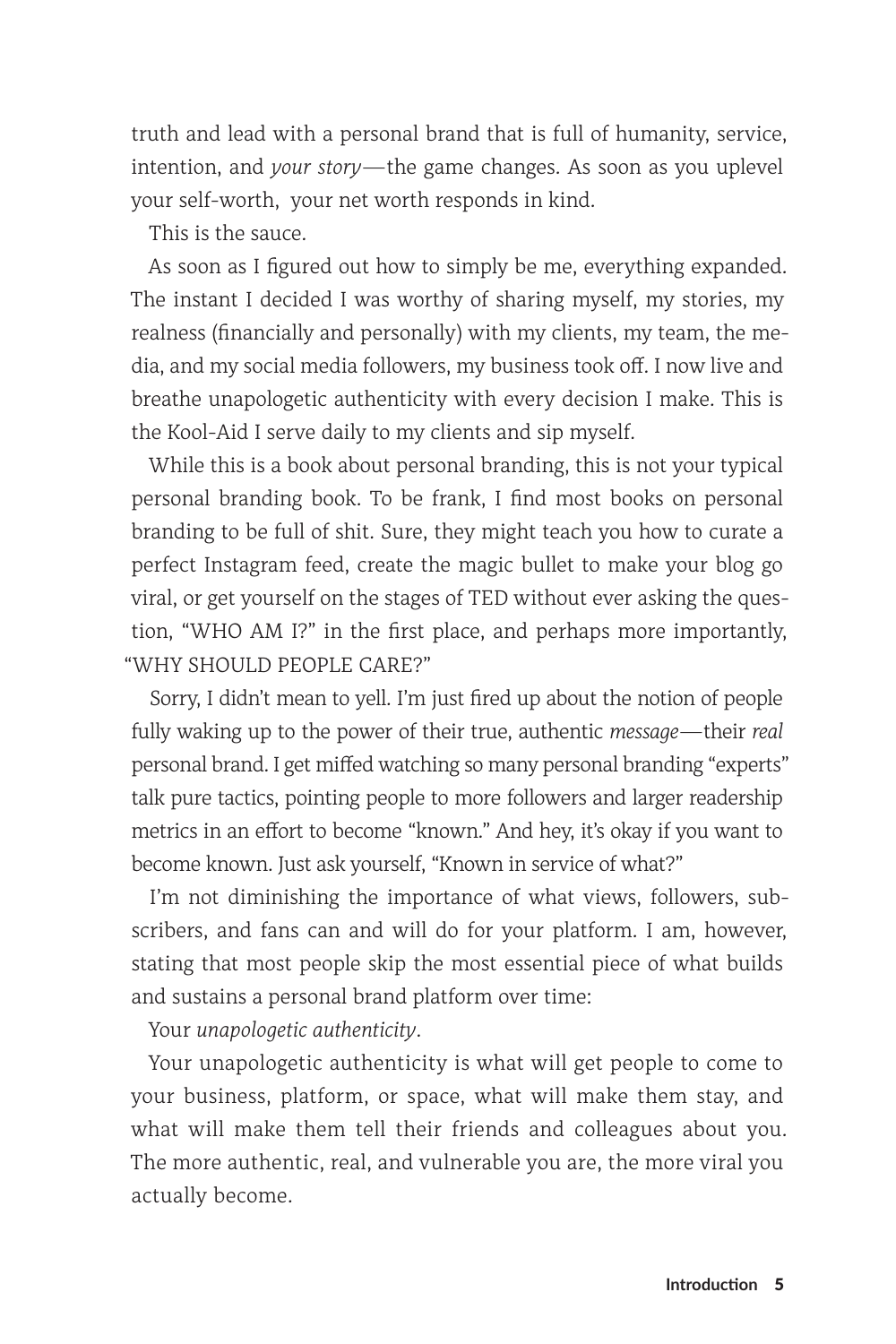truth and lead with a personal brand that is full of humanity, service, intention, and *your story*—the game changes. As soon as you uplevel your self-worth, your net worth responds in kind.

This is the sauce.

As soon as I figured out how to simply be me, everything expanded. The instant I decided I was worthy of sharing myself, my stories, my realness (financially and personally) with my clients, my team, the media, and my social media followers, my business took off. I now live and breathe unapologetic authenticity with every decision I make. This is the Kool-Aid I serve daily to my clients and sip myself.

While this is a book about personal branding, this is not your typical personal branding book. To be frank, I find most books on personal branding to be full of shit. Sure, they might teach you how to curate a perfect Instagram feed, create the magic bullet to make your blog go viral, or get yourself on the stages of TED without ever asking the question, "WHO AM I?" in the first place, and perhaps more importantly, "WHY SHOULD PEOPLE CARE?"

Sorry, I didn't mean to yell. I'm just fired up about the notion of people fully waking up to the power of their true, authentic *message*—their *real* personal brand. I get miffed watching so many personal branding "experts" talk pure tactics, pointing people to more followers and larger readership metrics in an effort to become "known." And hey, it's okay if you want to become known. Just ask yourself, "Known in service of what?"

I'm not diminishing the importance of what views, followers, subscribers, and fans can and will do for your platform. I am, however, stating that most people skip the most essential piece of what builds and sustains a personal brand platform over time:

Your *unapologetic authenticity*.

Your unapologetic authenticity is what will get people to come to your business, platform, or space, what will make them stay, and what will make them tell their friends and colleagues about you. The more authentic, real, and vulnerable you are, the more viral you actually become.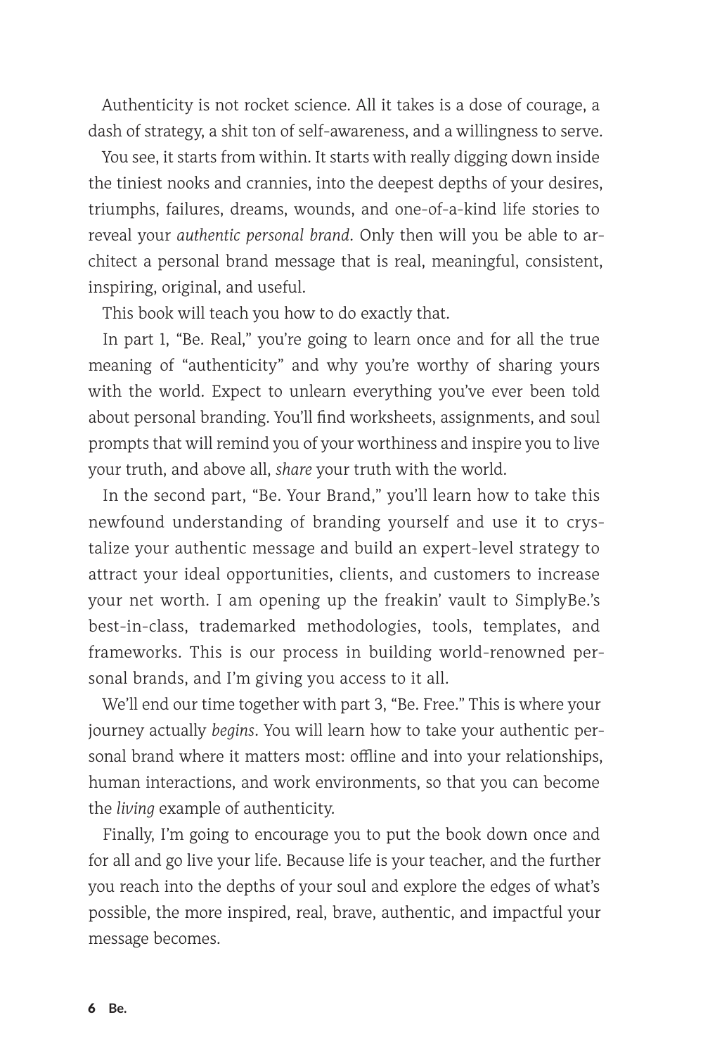Authenticity is not rocket science. All it takes is a dose of courage, a dash of strategy, a shit ton of self-awareness, and a willingness to serve.

You see, it starts from within. It starts with really digging down inside the tiniest nooks and crannies, into the deepest depths of your desires, triumphs, failures, dreams, wounds, and one-of-a-kind life stories to reveal your *authentic personal brand*. Only then will you be able to architect a personal brand message that is real, meaningful, consistent, inspiring, original, and useful.

This book will teach you how to do exactly that.

In part 1, "Be. Real," you're going to learn once and for all the true meaning of "authenticity" and why you're worthy of sharing yours with the world. Expect to unlearn everything you've ever been told about personal branding. You'll find worksheets, assignments, and soul prompts that will remind you of your worthiness and inspire you to live your truth, and above all, *share* your truth with the world.

In the second part, "Be. Your Brand," you'll learn how to take this newfound understanding of branding yourself and use it to crystalize your authentic message and build an expert-level strategy to attract your ideal opportunities, clients, and customers to increase your net worth. I am opening up the freakin' vault to SimplyBe.'s best-in-class, trademarked methodologies, tools, templates, and frameworks. This is our process in building world-renowned personal brands, and I'm giving you access to it all.

We'll end our time together with part 3, "Be. Free." This is where your journey actually *begins*. You will learn how to take your authentic personal brand where it matters most: offline and into your relationships, human interactions, and work environments, so that you can become the *living* example of authenticity.

Finally, I'm going to encourage you to put the book down once and for all and go live your life. Because life is your teacher, and the further you reach into the depths of your soul and explore the edges of what's possible, the more inspired, real, brave, authentic, and impactful your message becomes.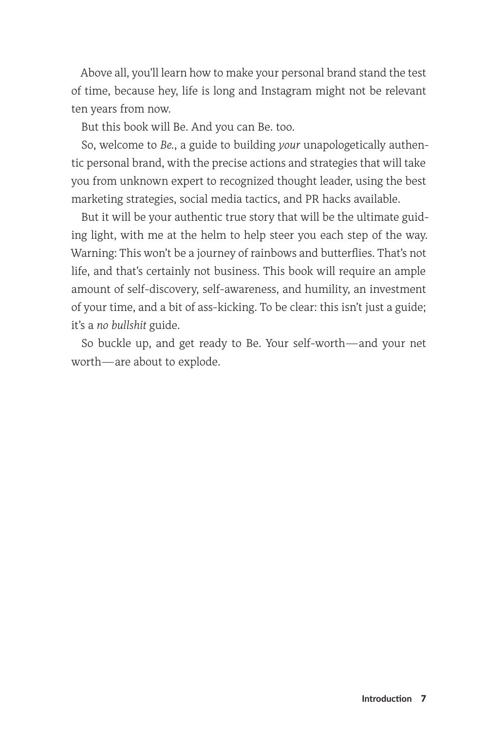Above all, you'll learn how to make your personal brand stand the test of time, because hey, life is long and Instagram might not be relevant ten years from now.

But this book will Be. And you can Be. too.

So, welcome to *Be.*, a guide to building *your* unapologetically authentic personal brand, with the precise actions and strategies that will take you from unknown expert to recognized thought leader, using the best marketing strategies, social media tactics, and PR hacks available.

But it will be your authentic true story that will be the ultimate guiding light, with me at the helm to help steer you each step of the way. Warning: This won't be a journey of rainbows and butterflies. That's not life, and that's certainly not business. This book will require an ample amount of self-discovery, self-awareness, and humility, an investment of your time, and a bit of ass-kicking. To be clear: this isn't just a guide; it's a *no bullshit* guide.

So buckle up, and get ready to Be. Your self-worth—and your net worth—are about to explode.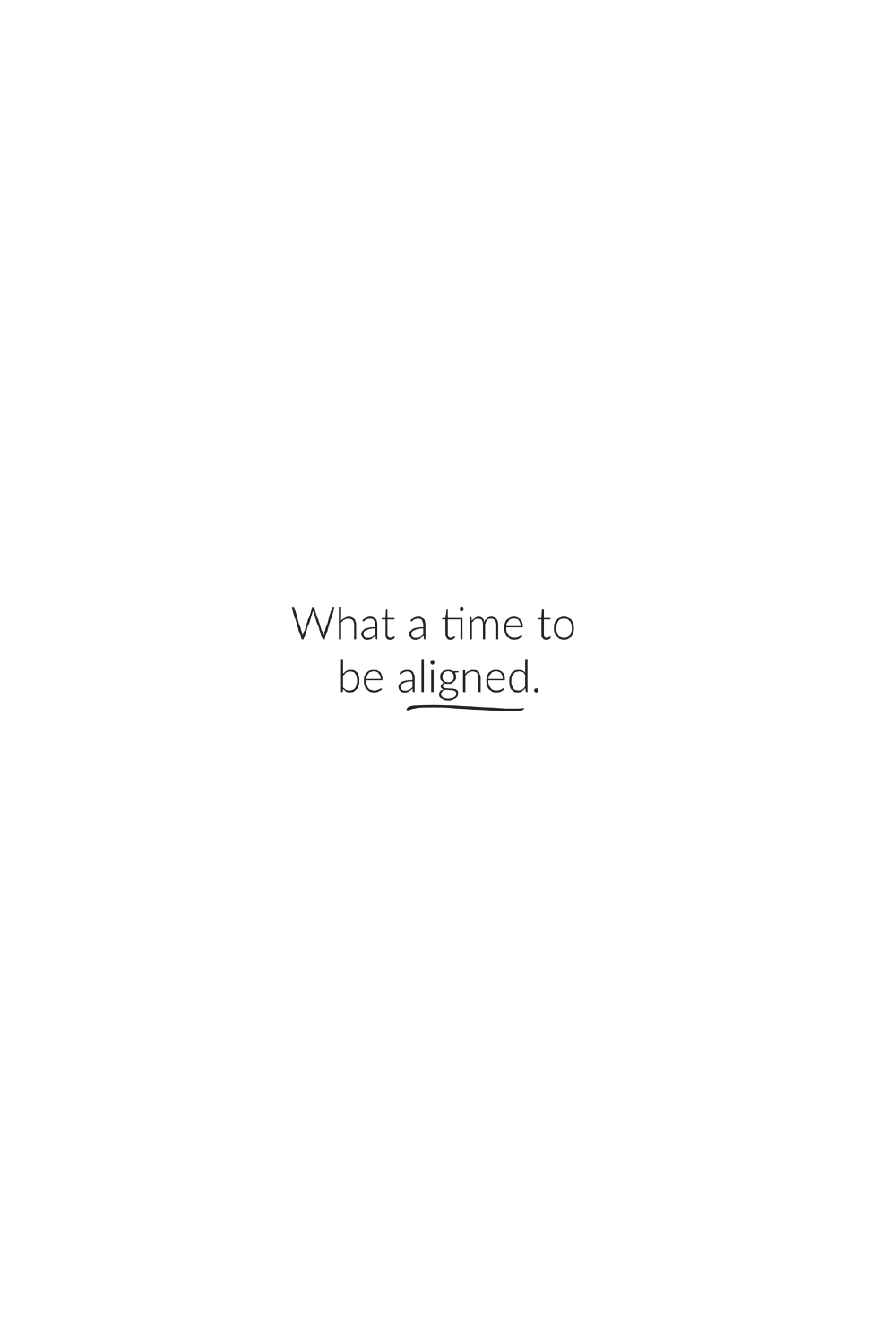What a time to
be aligned.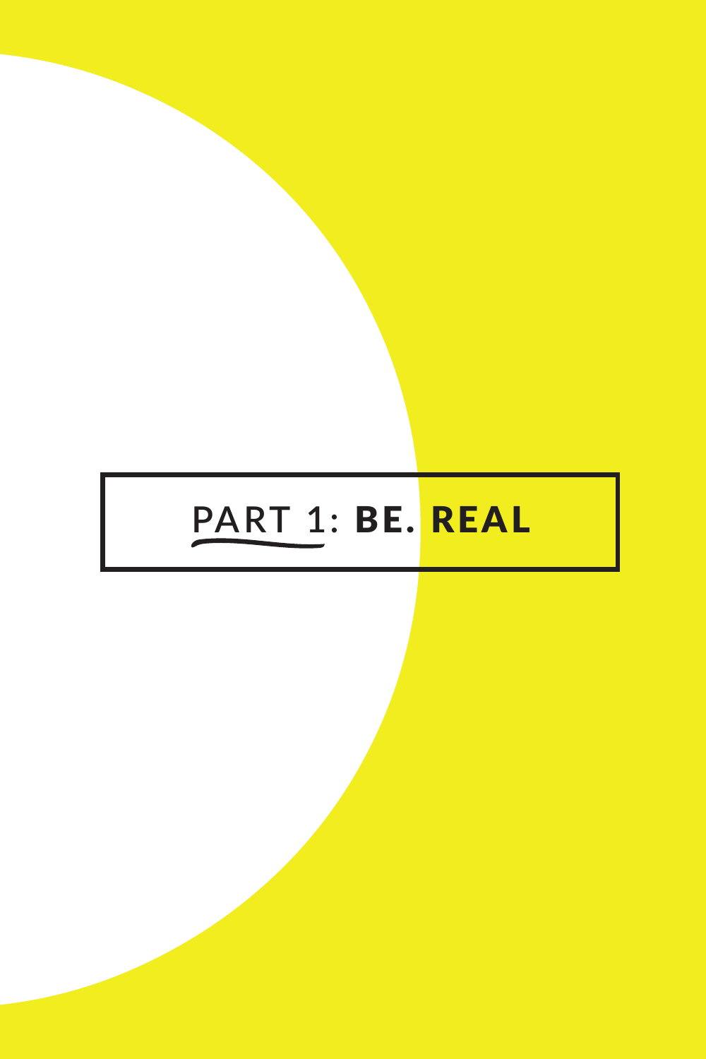# PART 1: **BE. REAL**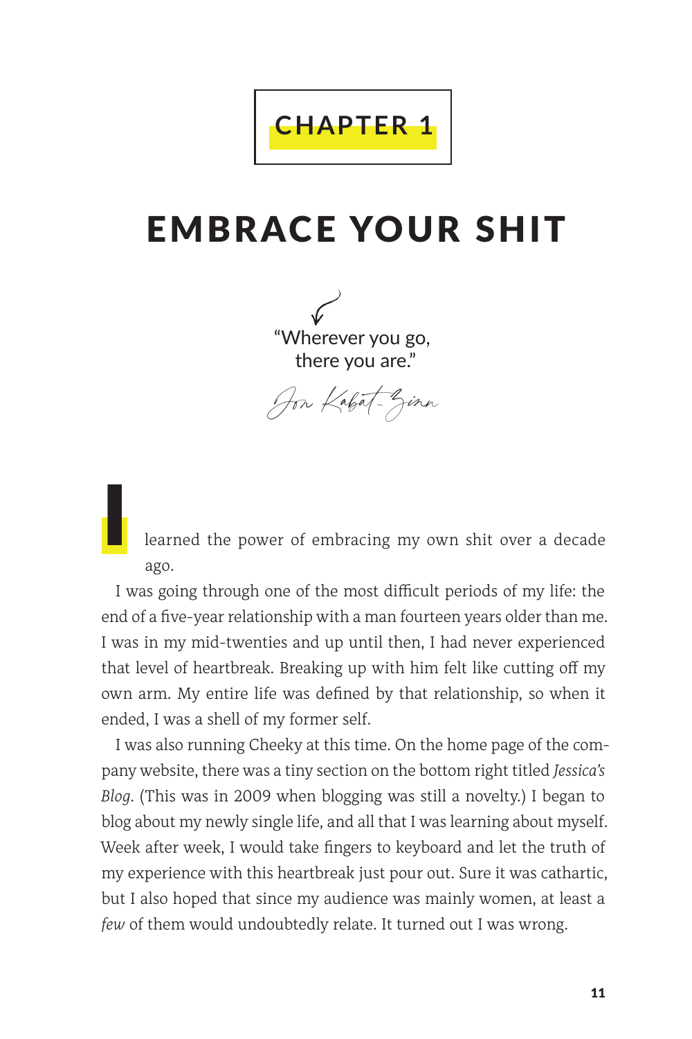# CHAPTER 1

# EMBRACE YOUR SHIT

"Wherever you go, there you are."

Jon Kabat-Zinn

I learned the power of embracing my own shit over a decade ago.

I was going through one of the most difficult periods of my life: the end of a five-year relationship with a man fourteen years older than me. I was in my mid-twenties and up until then, I had never experienced that level of heartbreak. Breaking up with him felt like cutting off my own arm. My entire life was defined by that relationship, so when it ended, I was a shell of my former self.

I was also running Cheeky at this time. On the home page of the company website, there was a tiny section on the bottom right titled *Jessica's Blog*. (This was in 2009 when blogging was still a novelty.) I began to blog about my newly single life, and all that I was learning about myself. Week after week, I would take fingers to keyboard and let the truth of my experience with this heartbreak just pour out. Sure it was cathartic, but I also hoped that since my audience was mainly women, at least a *few* of them would undoubtedly relate. It turned out I was wrong.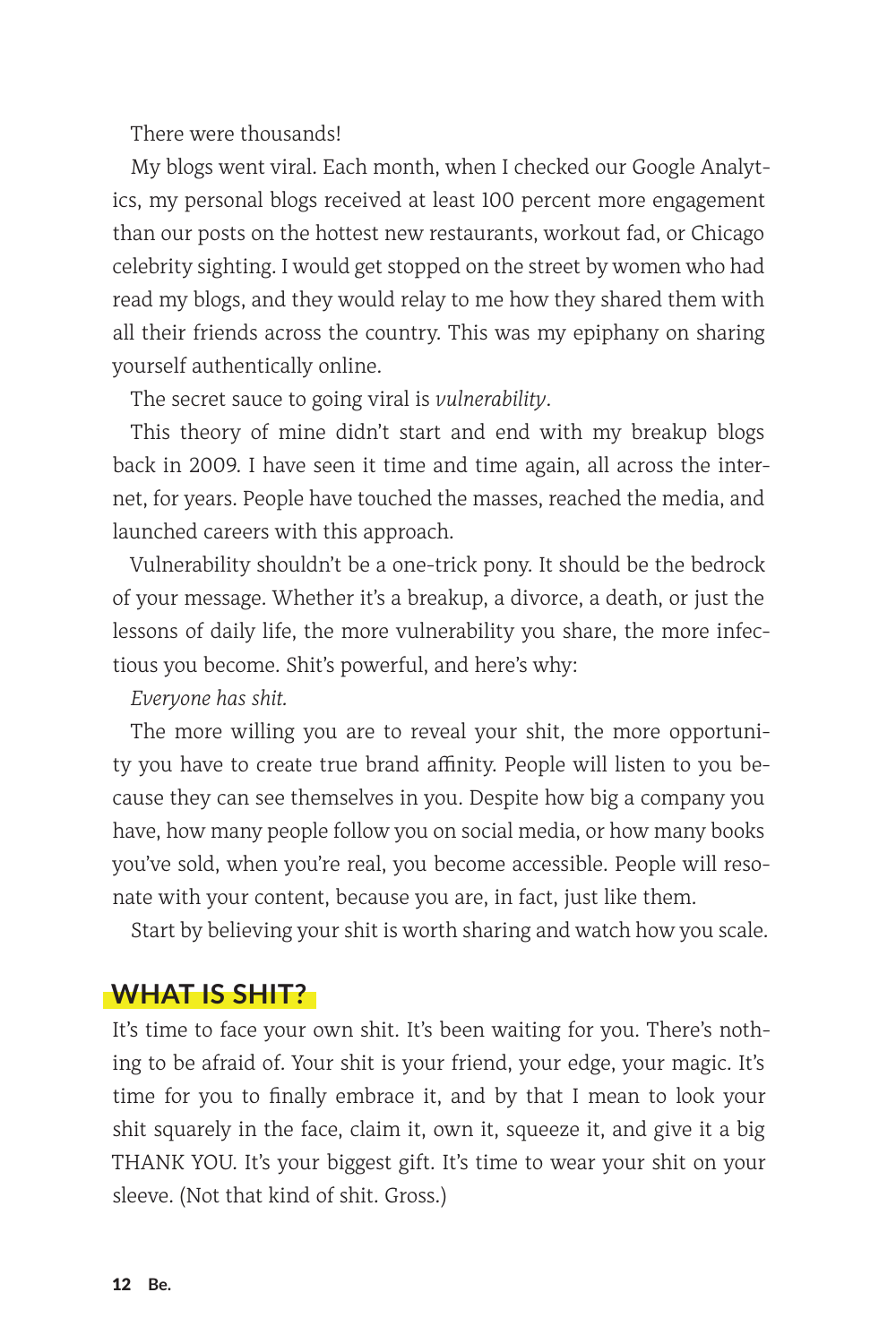There were thousands!

My blogs went viral. Each month, when I checked our Google Analytics, my personal blogs received at least 100 percent more engagement than our posts on the hottest new restaurants, workout fad, or Chicago celebrity sighting. I would get stopped on the street by women who had read my blogs, and they would relay to me how they shared them with all their friends across the country. This was my epiphany on sharing yourself authentically online.

The secret sauce to going viral is *vulnerability*.

This theory of mine didn't start and end with my breakup blogs back in 2009. I have seen it time and time again, all across the internet, for years. People have touched the masses, reached the media, and launched careers with this approach.

Vulnerability shouldn't be a one-trick pony. It should be the bedrock of your message. Whether it's a breakup, a divorce, a death, or just the lessons of daily life, the more vulnerability you share, the more infectious you become. Shit's powerful, and here's why:

*Everyone has shit.*

The more willing you are to reveal your shit, the more opportunity you have to create true brand affinity. People will listen to you because they can see themselves in you. Despite how big a company you have, how many people follow you on social media, or how many books you've sold, when you're real, you become accessible. People will resonate with your content, because you are, in fact, just like them.

Start by believing your shit is worth sharing and watch how you scale.

## WHAT IS SHIT?

It's time to face your own shit. It's been waiting for you. There's nothing to be afraid of. Your shit is your friend, your edge, your magic. It's time for you to finally embrace it, and by that I mean to look your shit squarely in the face, claim it, own it, squeeze it, and give it a big THANK YOU. It's your biggest gift. It's time to wear your shit on your sleeve. (Not that kind of shit. Gross.)